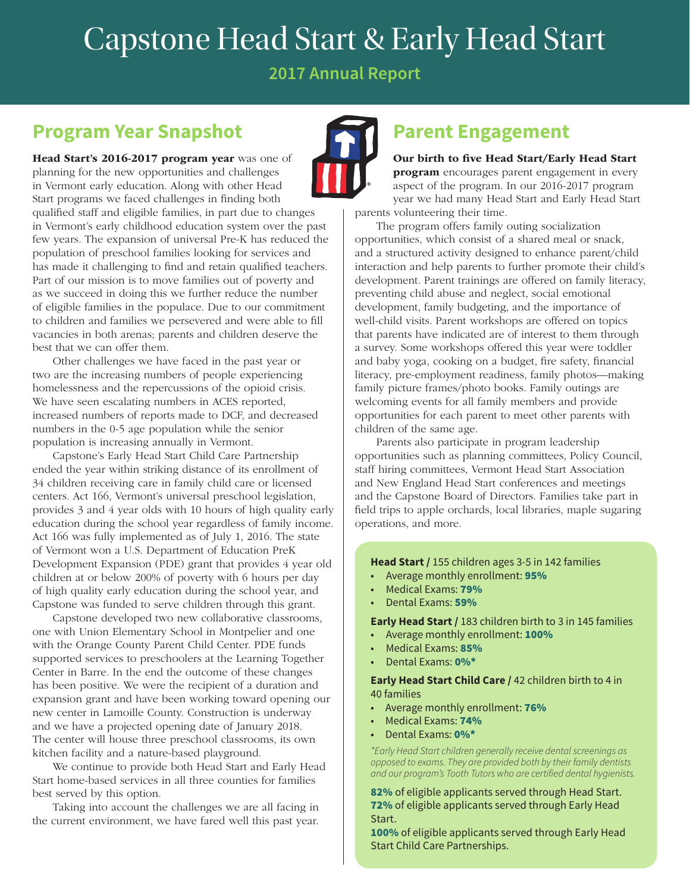# Capstone Head Start & Early Head Start

## 2017 Annual Report

## Program Year Snapshot

**Head Start's 2016-2017 program year** was one of planning for the new opportunities and challenges in Vermont early education. Along with other Head Start programs we faced challenges in finding both qualified staff and eligible families, in part due to changes in Vermont's early childhood education system over the past few years. The expansion of universal Pre-K has reduced the population of preschool families looking for services and has made it challenging to find and retain qualified teachers. Part of our mission is to move families out of poverty and as we succeed in doing this we further reduce the number of eligible families in the populace. Due to our commitment to children and families we persevered and were able to fill vacancies in both arenas; parents and children deserve the best that we can offer them.

Other challenges we have faced in the past year or two are the increasing numbers of people experiencing homelessness and the repercussions of the opioid crisis. We have seen escalating numbers in ACES reported, increased numbers of reports made to DCF, and decreased numbers in the 0-5 age population while the senior population is increasing annually in Vermont.

Capstone's Early Head Start Child Care Partnership ended the year within striking distance of its enrollment of 34 children receiving care in family child care or licensed centers. Act 166, Vermont's universal preschool legislation, provides 3 and 4 year olds with 10 hours of high quality early education during the school year regardless of family income. Act 166 was fully implemented as of July 1, 2016. The state of Vermont won a U.S. Department of Education PreK Development Expansion (PDE) grant that provides 4 year old children at or below 200% of poverty with 6 hours per day of high quality early education during the school year, and Capstone was funded to serve children through this grant.

Capstone developed two new collaborative classrooms, one with Union Elementary School in Montpelier and one with the Orange County Parent Child Center. PDE funds supported services to preschoolers at the Learning Together Center in Barre. In the end the outcome of these changes has been positive. We were the recipient of a duration and expansion grant and have been working toward opening our new center in Lamoille County. Construction is underway and we have a projected opening date of January 2018. The center will house three preschool classrooms, its own kitchen facility and a nature-based playground.

We continue to provide both Head Start and Early Head Start home-based services in all three counties for families best served by this option.

Taking into account the challenges we are all facing in the current environment, we have fared well this past year.

## Parent Engagement

**Our birth to five Head Start/Early Head Start program** encourages parent engagement in every aspect of the program. In our 2016-2017 program year we had many Head Start and Early Head Start parents volunteering their time.

The program offers family outing socialization opportunities, which consist of a shared meal or snack, and a structured activity designed to enhance parent/child interaction and help parents to further promote their child's development. Parent trainings are offered on family literacy, preventing child abuse and neglect, social emotional development, family budgeting, and the importance of well-child visits. Parent workshops are offered on topics that parents have indicated are of interest to them through a survey. Some workshops offered this year were toddler and baby yoga, cooking on a budget, fire safety, financial literacy, pre-employment readiness, family photos—making family picture frames/photo books. Family outings are welcoming events for all family members and provide opportunities for each parent to meet other parents with children of the same age.

Parents also participate in program leadership opportunities such as planning committees, Policy Council, staff hiring committees, Vermont Head Start Association and New England Head Start conferences and meetings and the Capstone Board of Directors. Families take part in field trips to apple orchards, local libraries, maple sugaring operations, and more.

**Head Start /** 155 children ages 3-5 in 142 families
- Average monthly enrollment: **95%**
- Medical Exams: **79%**
- Dental Exams: **59%**

**Early Head Start /** 183 children birth to 3 in 145 families
- Average monthly enrollment: **100%**
- Medical Exams: **85%**
- Dental Exams: **0%***

**Early Head Start Child Care /** 42 children birth to 4 in 40 families
- Average monthly enrollment: **76%**
- Medical Exams: **74%**
- Dental Exams: **0%***

*\*Early Head Start children generally receive dental screenings as opposed to exams. They are provided both by their family dentists and our program's Tooth Tutors who are certified dental hygienists.*

**82%** of eligible applicants served through Head Start.
**72%** of eligible applicants served through Early Head Start.
**100%** of eligible applicants served through Early Head Start Child Care Partnerships.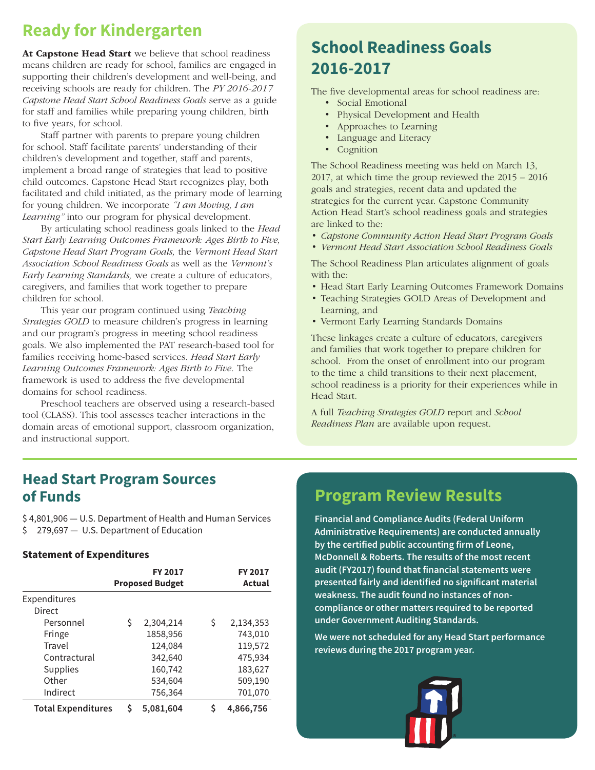## Ready for Kindergarten

**At Capstone Head Start** we believe that school readiness means children are ready for school, families are engaged in supporting their children's development and well-being, and receiving schools are ready for children. The *PY 2016-2017 Capstone Head Start School Readiness Goals* serve as a guide for staff and families while preparing young children, birth to five years, for school.

Staff partner with parents to prepare young children for school. Staff facilitate parents' understanding of their children's development and together, staff and parents, implement a broad range of strategies that lead to positive child outcomes. Capstone Head Start recognizes play, both facilitated and child initiated, as the primary mode of learning for young children. We incorporate *"I am Moving, I am Learning"* into our program for physical development.

By articulating school readiness goals linked to the *Head Start Early Learning Outcomes Framework: Ages Birth to Five, Capstone Head Start Program Goals,* the *Vermont Head Start Association School Readiness Goals* as well as the *Vermont's Early Learning Standards,* we create a culture of educators, caregivers, and families that work together to prepare children for school.

This year our program continued using *Teaching Strategies GOLD* to measure children's progress in learning and our program's progress in meeting school readiness goals. We also implemented the PAT research-based tool for families receiving home-based services. *Head Start Early Learning Outcomes Framework: Ages Birth to Five.* The framework is used to address the five developmental domains for school readiness.

Preschool teachers are observed using a research-based tool (CLASS). This tool assesses teacher interactions in the domain areas of emotional support, classroom organization, and instructional support.

## School Readiness Goals 2016-2017

The five developmental areas for school readiness are:

- Social Emotional
- Physical Development and Health
- Approaches to Learning
- Language and Literacy
- Cognition

The School Readiness meeting was held on March 13, 2017, at which time the group reviewed the 2015 – 2016 goals and strategies, recent data and updated the strategies for the current year. Capstone Community Action Head Start's school readiness goals and strategies are linked to the:

- *Capstone Community Action Head Start Program Goals*
- *Vermont Head Start Association School Readiness Goals*

The School Readiness Plan articulates alignment of goals with the:

- Head Start Early Learning Outcomes Framework Domains
- Teaching Strategies GOLD Areas of Development and Learning, and
- Vermont Early Learning Standards Domains

These linkages create a culture of educators, caregivers and families that work together to prepare children for school. From the onset of enrollment into our program to the time a child transitions to their next placement, school readiness is a priority for their experiences while in Head Start.

A full *Teaching Strategies GOLD* report and *School Readiness Plan* are available upon request.

## Head Start Program Sources of Funds

$ 4,801,906 — U.S. Department of Health and Human Services
$ 279,697 — U.S. Department of Education

### Statement of Expenditures

| | FY 2017 Proposed Budget | FY 2017 Actual |
|---|---|---|
| Expenditures | | |
| Direct | | |
| Personnel | $ 2,304,214 | $ 2,134,353 |
| Fringe | 1858,956 | 743,010 |
| Travel | 124,084 | 119,572 |
| Contractural | 342,640 | 475,934 |
| Supplies | 160,742 | 183,627 |
| Other | 534,604 | 509,190 |
| Indirect | 756,364 | 701,070 |
| **Total Expenditures** | **$ 5,081,604** | **$ 4,866,756** |

## Program Review Results

**Financial and Compliance Audits (Federal Uniform Administrative Requirements) are conducted annually by the certified public accounting firm of Leone, McDonnell & Roberts. The results of the most recent audit (FY2017) found that financial statements were presented fairly and identified no significant material weakness. The audit found no instances of non-compliance or other matters required to be reported under Government Auditing Standards.**

**We were not scheduled for any Head Start performance reviews during the 2017 program year.**